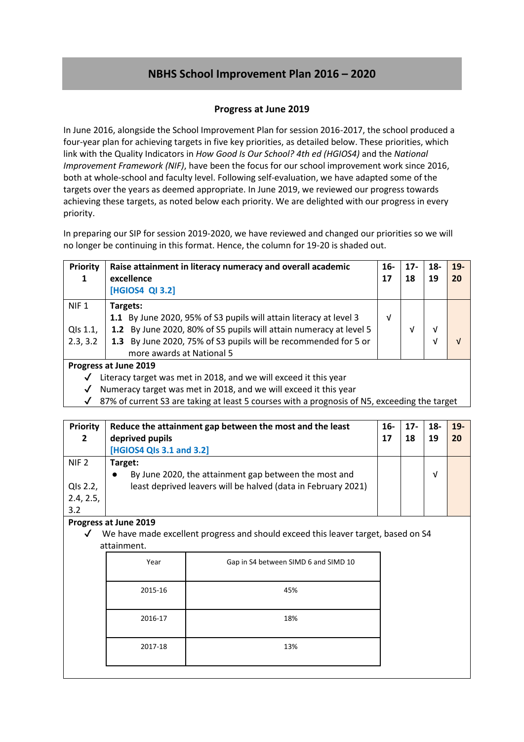# NBHS School Improvement Plan 2016 – 2020

## Progress at June 2019

In June 2016, alongside the School Improvement Plan for session 2016-2017, the school produced a four-year plan for achieving targets in five key priorities, as detailed below. These priorities, which link with the Quality Indicators in *How Good Is Our School? 4th ed (HGIOS4)* and the *National Improvement Framework (NIF)*, have been the focus for our school improvement work since 2016, both at whole-school and faculty level. Following self-evaluation, we have adapted some of the targets over the years as deemed appropriate. In June 2019, we reviewed our progress towards achieving these targets, as noted below each priority. We are delighted with our progress in every priority.

In preparing our SIP for session 2019-2020, we have reviewed and changed our priorities so we will no longer be continuing in this format. Hence, the column for 19-20 is shaded out.

| **Priority 1** | **Raise attainment in literacy numeracy and overall academic excellence** **[HGIOS4 QI 3.2]** | **16-17** | **17-18** | **18-19** | **19-20** |
|---|---|---|---|---|---|
| NIF 1<br><br>QIs 1.1, 2.3, 3.2 | **Targets:**<br>**1.1** By June 2020, 95% of S3 pupils will attain literacy at level 3<br>**1.2** By June 2020, 80% of S5 pupils will attain numeracy at level 5<br>**1.3** By June 2020, 75% of S3 pupils will be recommended for 5 or more awards at National 5 | √ | <br>√ | <br>√<br>√ | <br><br>√ |

**Progress at June 2019**

- ✓ Literacy target was met in 2018, and we will exceed it this year
- ✓ Numeracy target was met in 2018, and we will exceed it this year
- ✓ 87% of current S3 are taking at least 5 courses with a prognosis of N5, exceeding the target

| **Priority 2** | **Reduce the attainment gap between the most and the least deprived pupils** **[HGIOS4 QIs 3.1 and 3.2]** | **16-17** | **17-18** | **18-19** | **19-20** |
|---|---|---|---|---|---|
| NIF 2<br><br>QIs 2.2, 2.4, 2.5, 3.2 | **Target:**<br>• By June 2020, the attainment gap between the most and least deprived leavers will be halved (data in February 2021) | | | √ | |

**Progress at June 2019**

- ✓ We have made excellent progress and should exceed this leaver target, based on S4 attainment.

| Year | Gap in S4 between SIMD 6 and SIMD 10 |
|---|---|
| 2015-16 | 45% |
| 2016-17 | 18% |
| 2017-18 | 13% |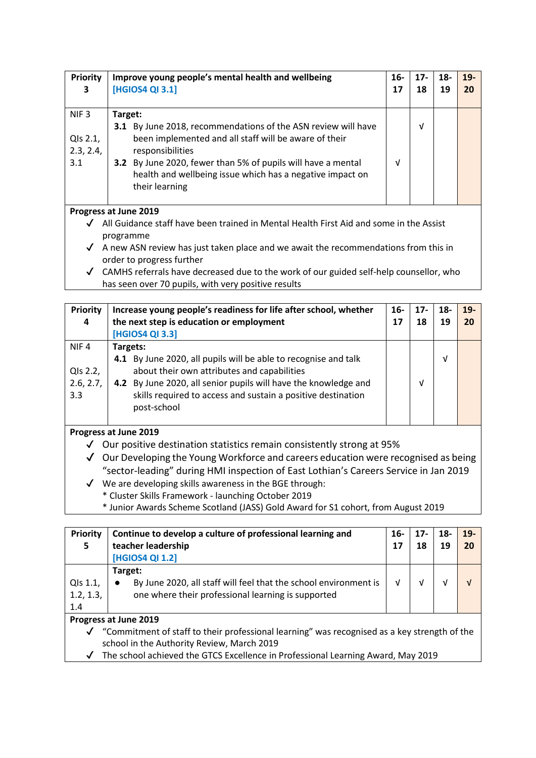| Priority 3 | Improve young people's mental health and wellbeing **[HGIOS4 QI 3.1]** | 16-17 | 17-18 | 18-19 | 19-20 |
|---|---|---|---|---|---|
| NIF 3<br><br>QIs 2.1, 2.3, 2.4, 3.1 | **Target:**<br>**3.1** By June 2018, recommendations of the ASN review will have been implemented and all staff will be aware of their responsibilities<br>**3.2** By June 2020, fewer than 5% of pupils will have a mental health and wellbeing issue which has a negative impact on their learning | <br><br><br>√ | <br>√ | | |

**Progress at June 2019**

- ✓ All Guidance staff have been trained in Mental Health First Aid and some in the Assist programme
- ✓ A new ASN review has just taken place and we await the recommendations from this in order to progress further
- ✓ CAMHS referrals have decreased due to the work of our guided self-help counsellor, who has seen over 70 pupils, with very positive results

| Priority 4 | Increase young people's readiness for life after school, whether the next step is education or employment **[HGIOS4 QI 3.3]** | 16-17 | 17-18 | 18-19 | 19-20 |
|---|---|---|---|---|---|
| NIF 4<br><br>QIs 2.2, 2.6, 2.7, 3.3 | **Targets:**<br>**4.1** By June 2020, all pupils will be able to recognise and talk about their own attributes and capabilities<br>**4.2** By June 2020, all senior pupils will have the knowledge and skills required to access and sustain a positive destination post-school | | <br><br><br>√ | <br>√ | |

**Progress at June 2019**

- ✓ Our positive destination statistics remain consistently strong at 95%
- ✓ Our Developing the Young Workforce and careers education were recognised as being "sector-leading" during HMI inspection of East Lothian's Careers Service in Jan 2019
- ✓ We are developing skills awareness in the BGE through:
  * Cluster Skills Framework - launching October 2019
  * Junior Awards Scheme Scotland (JASS) Gold Award for S1 cohort, from August 2019

| Priority 5 | Continue to develop a culture of professional learning and teacher leadership **[HGIOS4 QI 1.2]** | 16-17 | 17-18 | 18-19 | 19-20 |
|---|---|---|---|---|---|
| QIs 1.1, 1.2, 1.3, 1.4 | **Target:**<br>• By June 2020, all staff will feel that the school environment is one where their professional learning is supported | √ | √ | √ | √ |

**Progress at June 2019**

- ✓ "Commitment of staff to their professional learning" was recognised as a key strength of the school in the Authority Review, March 2019
- ✓ The school achieved the GTCS Excellence in Professional Learning Award, May 2019